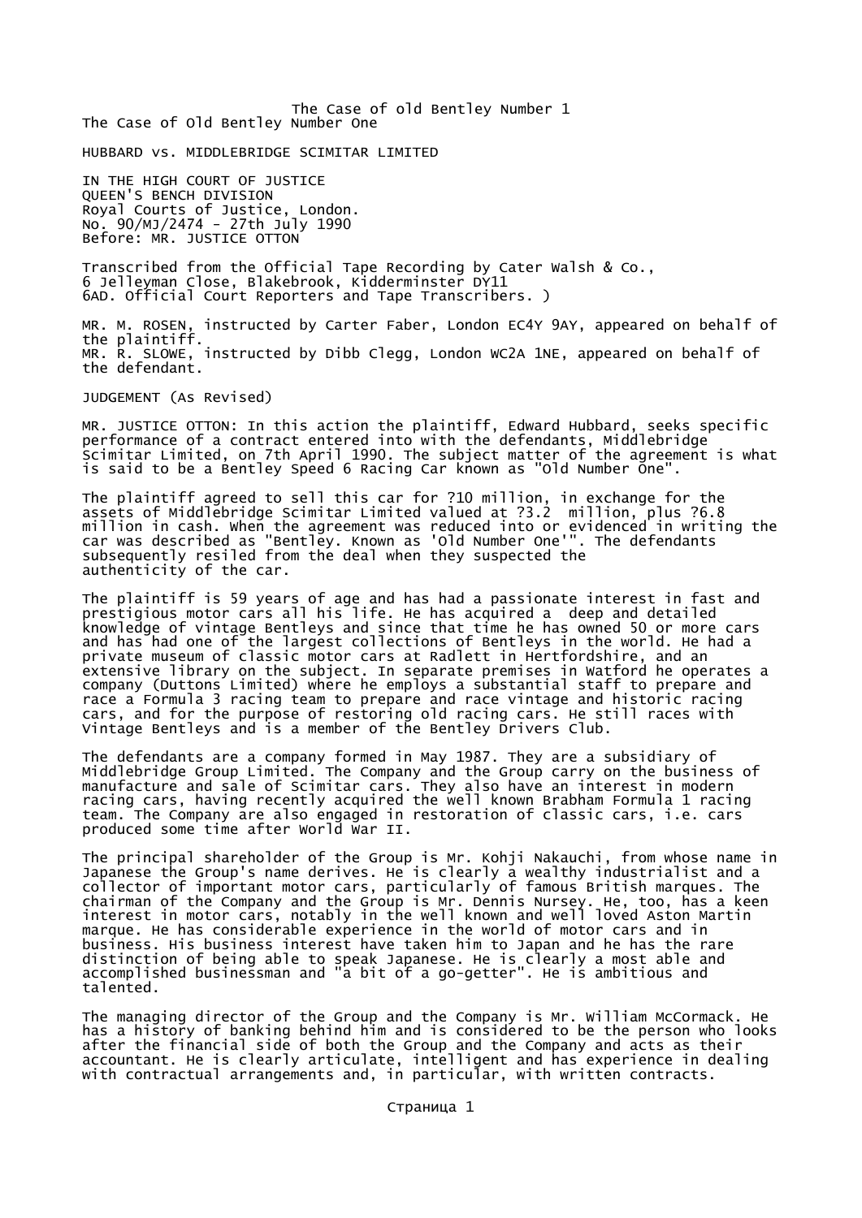The Case of old Bentley Number 1

# The Case of Old Bentley Number One

HUBBARD vs. MIDDLEBRIDGE SCIMITAR LIMITED

IN THE HIGH COURT OF JUSTICE
QUEEN'S BENCH DIVISION
Royal Courts of Justice, London.
No. 90/MJ/2474 - 27th July 1990
Before: MR. JUSTICE OTTON

Transcribed from the Official Tape Recording by Cater Walsh & Co., 6 Jelleyman Close, Blakebrook, Kidderminster DY11 6AD. Official Court Reporters and Tape Transcribers. )

MR. M. ROSEN, instructed by Carter Faber, London EC4Y 9AY, appeared on behalf of the plaintiff.
MR. R. SLOWE, instructed by Dibb Clegg, London WC2A 1NE, appeared on behalf of the defendant.

JUDGEMENT (As Revised)

MR. JUSTICE OTTON: In this action the plaintiff, Edward Hubbard, seeks specific performance of a contract entered into with the defendants, Middlebridge Scimitar Limited, on 7th April 1990. The subject matter of the agreement is what is said to be a Bentley Speed 6 Racing Car known as "Old Number One".

The plaintiff agreed to sell this car for ?10 million, in exchange for the assets of Middlebridge Scimitar Limited valued at ?3.2 million, plus ?6.8 million in cash. When the agreement was reduced into or evidenced in writing the car was described as "Bentley. Known as 'Old Number One'". The defendants subsequently resiled from the deal when they suspected the authenticity of the car.

The plaintiff is 59 years of age and has had a passionate interest in fast and prestigious motor cars all his life. He has acquired a deep and detailed knowledge of vintage Bentleys and since that time he has owned 50 or more cars and has had one of the largest collections of Bentleys in the world. He had a private museum of classic motor cars at Radlett in Hertfordshire, and an extensive library on the subject. In separate premises in Watford he operates a company (Duttons Limited) where he employs a substantial staff to prepare and race a Formula 3 racing team to prepare and race vintage and historic racing cars, and for the purpose of restoring old racing cars. He still races with Vintage Bentleys and is a member of the Bentley Drivers Club.

The defendants are a company formed in May 1987. They are a subsidiary of Middlebridge Group Limited. The Company and the Group carry on the business of manufacture and sale of Scimitar cars. They also have an interest in modern racing cars, having recently acquired the well known Brabham Formula 1 racing team. The Company are also engaged in restoration of classic cars, i.e. cars produced some time after World War II.

The principal shareholder of the Group is Mr. Kohji Nakauchi, from whose name in Japanese the Group's name derives. He is clearly a wealthy industrialist and a collector of important motor cars, particularly of famous British marques. The chairman of the Company and the Group is Mr. Dennis Nursey. He, too, has a keen interest in motor cars, notably in the well known and well loved Aston Martin marque. He has considerable experience in the world of motor cars and in business. His business interest have taken him to Japan and he has the rare distinction of being able to speak Japanese. He is clearly a most able and accomplished businessman and "a bit of a go-getter". He is ambitious and talented.

The managing director of the Group and the Company is Mr. William McCormack. He has a history of banking behind him and is considered to be the person who looks after the financial side of both the Group and the Company and acts as their accountant. He is clearly articulate, intelligent and has experience in dealing with contractual arrangements and, in particular, with written contracts.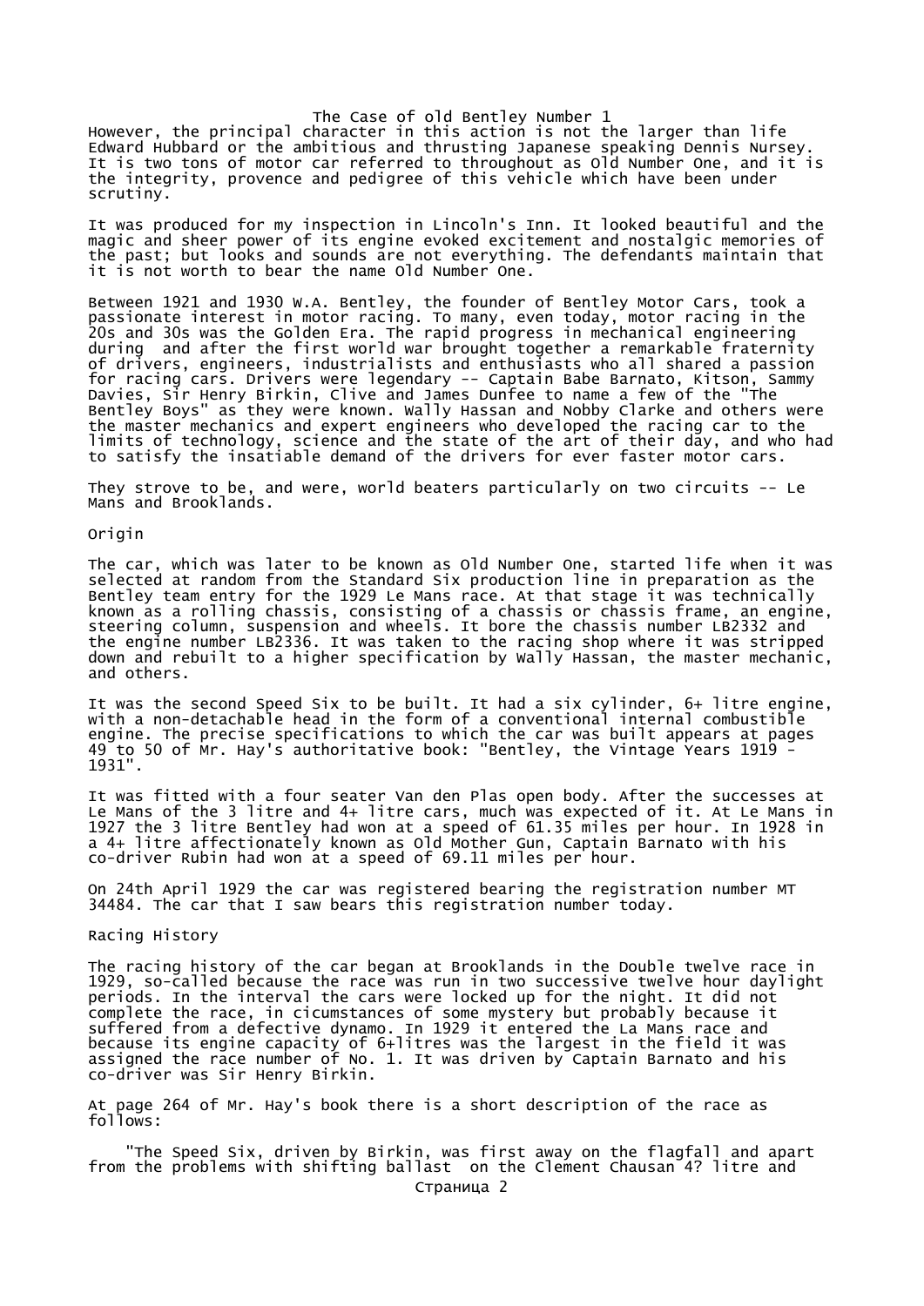The Case of old Bentley Number 1

However, the principal character in this action is not the larger than life Edward Hubbard or the ambitious and thrusting Japanese speaking Dennis Nursey. It is two tons of motor car referred to throughout as Old Number One, and it is the integrity, provence and pedigree of this vehicle which have been under scrutiny.

It was produced for my inspection in Lincoln's Inn. It looked beautiful and the magic and sheer power of its engine evoked excitement and nostalgic memories of the past; but looks and sounds are not everything. The defendants maintain that it is not worth to bear the name Old Number One.

Between 1921 and 1930 W.A. Bentley, the founder of Bentley Motor Cars, took a passionate interest in motor racing. To many, even today, motor racing in the 20s and 30s was the Golden Era. The rapid progress in mechanical engineering during and after the first world war brought together a remarkable fraternity of drivers, engineers, industrialists and enthusiasts who all shared a passion for racing cars. Drivers were legendary -- Captain Babe Barnato, Kitson, Sammy Davies, Sir Henry Birkin, Clive and James Dunfee to name a few of the "The Bentley Boys" as they were known. Wally Hassan and Nobby Clarke and others were the master mechanics and expert engineers who developed the racing car to the limits of technology, science and the state of the art of their day, and who had to satisfy the insatiable demand of the drivers for ever faster motor cars.

They strove to be, and were, world beaters particularly on two circuits -- Le Mans and Brooklands.

Origin

The car, which was later to be known as Old Number One, started life when it was selected at random from the Standard Six production line in preparation as the Bentley team entry for the 1929 Le Mans race. At that stage it was technically known as a rolling chassis, consisting of a chassis or chassis frame, an engine, steering column, suspension and wheels. It bore the chassis number LB2332 and the engine number LB2336. It was taken to the racing shop where it was stripped down and rebuilt to a higher specification by Wally Hassan, the master mechanic, and others.

It was the second Speed Six to be built. It had a six cylinder, 6+ litre engine, with a non-detachable head in the form of a conventional internal combustible engine. The precise specifications to which the car was built appears at pages 49 to 50 of Mr. Hay's authoritative book: "Bentley, the Vintage Years 1919 - 1931".

It was fitted with a four seater Van den Plas open body. After the successes at Le Mans of the 3 litre and 4+ litre cars, much was expected of it. At Le Mans in 1927 the 3 litre Bentley had won at a speed of 61.35 miles per hour. In 1928 in a 4+ litre affectionately known as Old Mother Gun, Captain Barnato with his co-driver Rubin had won at a speed of 69.11 miles per hour.

On 24th April 1929 the car was registered bearing the registration number MT 34484. The car that I saw bears this registration number today.

Racing History

The racing history of the car began at Brooklands in the Double twelve race in 1929, so-called because the race was run in two successive twelve hour daylight periods. In the interval the cars were locked up for the night. It did not complete the race, in cicumstances of some mystery but probably because it suffered from a defective dynamo. In 1929 it entered the La Mans race and because its engine capacity of 6+litres was the largest in the field it was assigned the race number of No. 1. It was driven by Captain Barnato and his co-driver was Sir Henry Birkin.

At page 264 of Mr. Hay's book there is a short description of the race as follows:

"The Speed Six, driven by Birkin, was first away on the flagfall and apart from the problems with shifting ballast on the Clement Chausan 4? litre and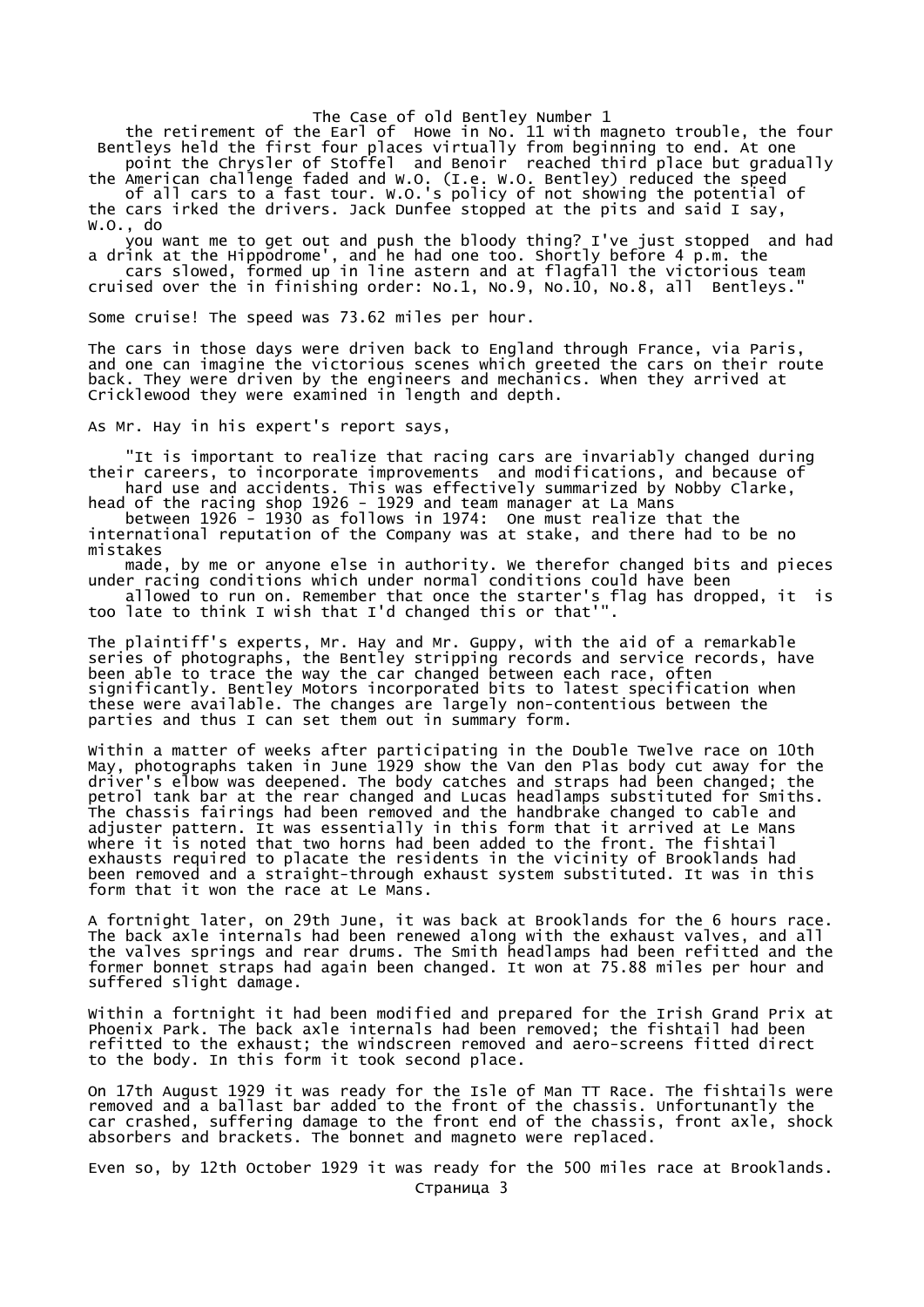the retirement of the Earl of Howe in No. 11 with magneto trouble, the four Bentleys held the first four places virtually from beginning to end. At one point the Chrysler of Stoffel and Benoir reached third place but gradually the American challenge faded and W.O. (I.e. W.O. Bentley) reduced the speed of all cars to a fast tour. W.O.'s policy of not showing the potential of the cars irked the drivers. Jack Dunfee stopped at the pits and said I say, W.O., do you want me to get out and push the bloody thing? I've just stopped and had a drink at the Hippodrome', and he had one too. Shortly before 4 p.m. the cars slowed, formed up in line astern and at flagfall the victorious team cruised over the in finishing order: No.1, No.9, No.10, No.8, all Bentleys."

Some cruise! The speed was 73.62 miles per hour.

The cars in those days were driven back to England through France, via Paris, and one can imagine the victorious scenes which greeted the cars on their route back. They were driven by the engineers and mechanics. When they arrived at Cricklewood they were examined in length and depth.

As Mr. Hay in his expert's report says,

"It is important to realize that racing cars are invariably changed during their careers, to incorporate improvements and modifications, and because of hard use and accidents. This was effectively summarized by Nobby Clarke, head of the racing shop 1926 - 1929 and team manager at La Mans between 1926 - 1930 as follows in 1974: One must realize that the international reputation of the Company was at stake, and there had to be no mistakes made, by me or anyone else in authority. We therefor changed bits and pieces under racing conditions which under normal conditions could have been allowed to run on. Remember that once the starter's flag has dropped, it is too late to think I wish that I'd changed this or that'".

The plaintiff's experts, Mr. Hay and Mr. Guppy, with the aid of a remarkable series of photographs, the Bentley stripping records and service records, have been able to trace the way the car changed between each race, often significantly. Bentley Motors incorporated bits to latest specification when these were available. The changes are largely non-contentious between the parties and thus I can set them out in summary form.

Within a matter of weeks after participating in the Double Twelve race on 10th May, photographs taken in June 1929 show the Van den Plas body cut away for the driver's elbow was deepened. The body catches and straps had been changed; the petrol tank bar at the rear changed and Lucas headlamps substituted for Smiths. The chassis fairings had been removed and the handbrake changed to cable and adjuster pattern. It was essentially in this form that it arrived at Le Mans where it is noted that two horns had been added to the front. The fishtail exhausts required to placate the residents in the vicinity of Brooklands had been removed and a straight-through exhaust system substituted. It was in this form that it won the race at Le Mans.

A fortnight later, on 29th June, it was back at Brooklands for the 6 hours race. The back axle internals had been renewed along with the exhaust valves, and all the valves springs and rear drums. The Smith headlamps had been refitted and the former bonnet straps had again been changed. It won at 75.88 miles per hour and suffered slight damage.

Within a fortnight it had been modified and prepared for the Irish Grand Prix at Phoenix Park. The back axle internals had been removed; the fishtail had been refitted to the exhaust; the windscreen removed and aero-screens fitted direct to the body. In this form it took second place.

On 17th August 1929 it was ready for the Isle of Man TT Race. The fishtails were removed and a ballast bar added to the front of the chassis. Unfortunantly the car crashed, suffering damage to the front end of the chassis, front axle, shock absorbers and brackets. The bonnet and magneto were replaced.

Even so, by 12th October 1929 it was ready for the 500 miles race at Brooklands.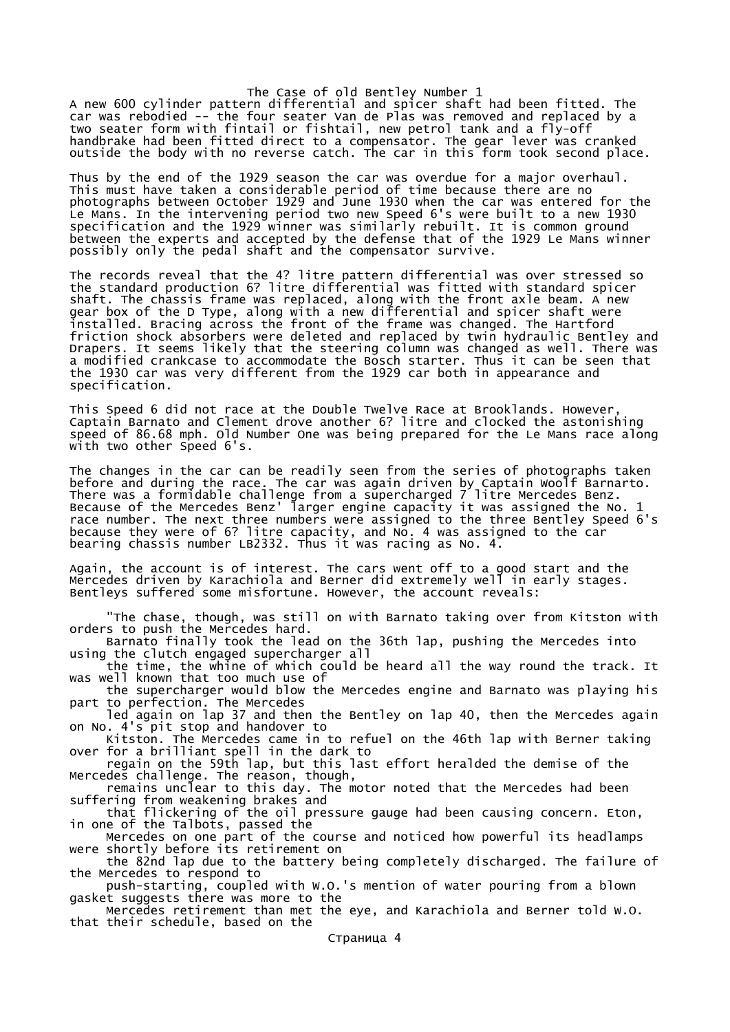The Case of old Bentley Number 1

A new 600 cylinder pattern differential and spicer shaft had been fitted. The car was rebodied -- the four seater Van de Plas was removed and replaced by a two seater form with fintail or fishtail, new petrol tank and a fly-off handbrake had been fitted direct to a compensator. The gear lever was cranked outside the body with no reverse catch. The car in this form took second place.

Thus by the end of the 1929 season the car was overdue for a major overhaul. This must have taken a considerable period of time because there are no photographs between October 1929 and June 1930 when the car was entered for the Le Mans. In the intervening period two new Speed 6's were built to a new 1930 specification and the 1929 winner was similarly rebuilt. It is common ground between the experts and accepted by the defense that of the 1929 Le Mans winner possibly only the pedal shaft and the compensator survive.

The records reveal that the 4? litre pattern differential was over stressed so the standard production 6? litre differential was fitted with standard spicer shaft. The chassis frame was replaced, along with the front axle beam. A new gear box of the D Type, along with a new differential and spicer shaft were installed. Bracing across the front of the frame was changed. The Hartford friction shock absorbers were deleted and replaced by twin hydraulic Bentley and Drapers. It seems likely that the steering column was changed as well. There was a modified crankcase to accommodate the Bosch starter. Thus it can be seen that the 1930 car was very different from the 1929 car both in appearance and specification.

This Speed 6 did not race at the Double Twelve Race at Brooklands. However, Captain Barnato and Clement drove another 6? litre and clocked the astonishing speed of 86.68 mph. Old Number One was being prepared for the Le Mans race along with two other Speed 6's.

The changes in the car can be readily seen from the series of photographs taken before and during the race. The car was again driven by Captain Woolf Barnarto. There was a formidable challenge from a supercharged 7 litre Mercedes Benz. Because of the Mercedes Benz' larger engine capacity it was assigned the No. 1 race number. The next three numbers were assigned to the three Bentley Speed 6's because they were of 6? litre capacity, and No. 4 was assigned to the car bearing chassis number LB2332. Thus it was racing as No. 4.

Again, the account is of interest. The cars went off to a good start and the Mercedes driven by Karachiola and Berner did extremely well in early stages. Bentleys suffered some misfortune. However, the account reveals:

> "The chase, though, was still on with Barnato taking over from Kitston with orders to push the Mercedes hard.
> Barnato finally took the lead on the 36th lap, pushing the Mercedes into using the clutch engaged supercharger all the time, the whine of which could be heard all the way round the track. It was well known that too much use of the supercharger would blow the Mercedes engine and Barnato was playing his part to perfection. The Mercedes led again on lap 37 and then the Bentley on lap 40, then the Mercedes again on No. 4's pit stop and handover to Kitston. The Mercedes came in to refuel on the 46th lap with Berner taking over for a brilliant spell in the dark to regain on the 59th lap, but this last effort heralded the demise of the Mercedes challenge. The reason, though, remains unclear to this day. The motor noted that the Mercedes had been suffering from weakening brakes and that flickering of the oil pressure gauge had been causing concern. Eton, in one of the Talbots, passed the Mercedes on one part of the course and noticed how powerful its headlamps were shortly before its retirement on the 82nd lap due to the battery being completely discharged. The failure of the Mercedes to respond to push-starting, coupled with W.O.'s mention of water pouring from a blown gasket suggests there was more to the Mercedes retirement than met the eye, and Karachiola and Berner told W.O. that their schedule, based on the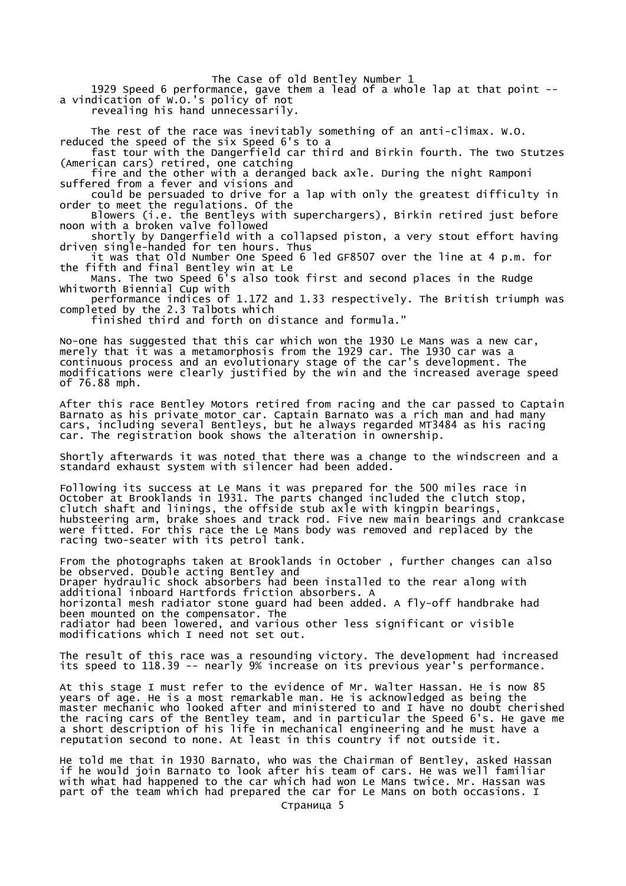1929 Speed 6 performance, gave them a lead of a whole lap at that point -- a vindication of W.O.'s policy of not revealing his hand unnecessarily.

The rest of the race was inevitably something of an anti-climax. W.O. reduced the speed of the six Speed 6's to a fast tour with the Dangerfield car third and Birkin fourth. The two Stutzes (American cars) retired, one catching fire and the other with a deranged back axle. During the night Ramponi suffered from a fever and visions and could be persuaded to drive for a lap with only the greatest difficulty in order to meet the regulations. Of the Blowers (i.e. the Bentleys with superchargers), Birkin retired just before noon with a broken valve followed shortly by Dangerfield with a collapsed piston, a very stout effort having driven single-handed for ten hours. Thus it was that Old Number One Speed 6 led GF8507 over the line at 4 p.m. for the fifth and final Bentley win at Le Mans. The two Speed 6's also took first and second places in the Rudge Whitworth Biennial Cup with performance indices of 1.172 and 1.33 respectively. The British triumph was completed by the 2.3 Talbots which finished third and forth on distance and formula."

No-one has suggested that this car which won the 1930 Le Mans was a new car, merely that it was a metamorphosis from the 1929 car. The 1930 car was a continuous process and an evolutionary stage of the car's development. The modifications were clearly justified by the win and the increased average speed of 76.88 mph.

After this race Bentley Motors retired from racing and the car passed to Captain Barnato as his private motor car. Captain Barnato was a rich man and had many cars, including several Bentleys, but he always regarded MT3484 as his racing car. The registration book shows the alteration in ownership.

Shortly afterwards it was noted that there was a change to the windscreen and a standard exhaust system with silencer had been added.

Following its success at Le Mans it was prepared for the 500 miles race in October at Brooklands in 1931. The parts changed included the clutch stop, clutch shaft and linings, the offside stub axle with kingpin bearings, hubsteering arm, brake shoes and track rod. Five new main bearings and crankcase were fitted. For this race the Le Mans body was removed and replaced by the racing two-seater with its petrol tank.

From the photographs taken at Brooklands in October , further changes can also be observed. Double acting Bentley and Draper hydraulic shock absorbers had been installed to the rear along with additional inboard Hartfords friction absorbers. A horizontal mesh radiator stone guard had been added. A fly-off handbrake had been mounted on the compensator. The radiator had been lowered, and various other less significant or visible modifications which I need not set out.

The result of this race was a resounding victory. The development had increased its speed to 118.39 -- nearly 9% increase on its previous year's performance.

At this stage I must refer to the evidence of Mr. Walter Hassan. He is now 85 years of age. He is a most remarkable man. He is acknowledged as being the master mechanic who looked after and ministered to and I have no doubt cherished the racing cars of the Bentley team, and in particular the Speed 6's. He gave me a short description of his life in mechanical engineering and he must have a reputation second to none. At least in this country if not outside it.

He told me that in 1930 Barnato, who was the Chairman of Bentley, asked Hassan if he would join Barnato to look after his team of cars. He was well familiar with what had happened to the car which had won Le Mans twice. Mr. Hassan was part of the team which had prepared the car for Le Mans on both occasions. I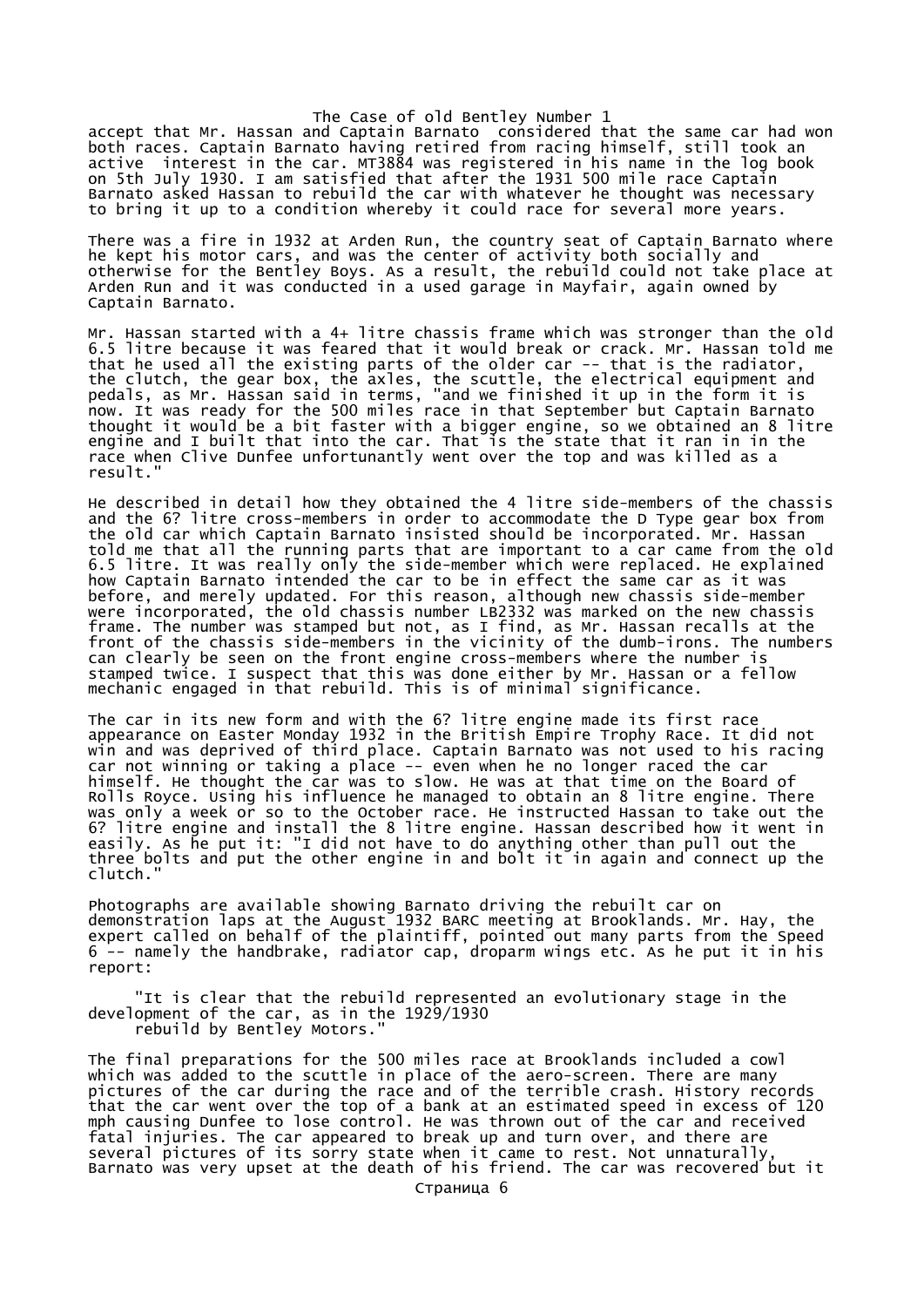accept that Mr. Hassan and Captain Barnato considered that the same car had won both races. Captain Barnato having retired from racing himself, still took an active interest in the car. MT3884 was registered in his name in the log book on 5th July 1930. I am satisfied that after the 1931 500 mile race Captain Barnato asked Hassan to rebuild the car with whatever he thought was necessary to bring it up to a condition whereby it could race for several more years.

There was a fire in 1932 at Arden Run, the country seat of Captain Barnato where he kept his motor cars, and was the center of activity both socially and otherwise for the Bentley Boys. As a result, the rebuild could not take place at Arden Run and it was conducted in a used garage in Mayfair, again owned by Captain Barnato.

Mr. Hassan started with a 4+ litre chassis frame which was stronger than the old 6.5 litre because it was feared that it would break or crack. Mr. Hassan told me that he used all the existing parts of the older car -- that is the radiator, the clutch, the gear box, the axles, the scuttle, the electrical equipment and pedals, as Mr. Hassan said in terms, "and we finished it up in the form it is now. It was ready for the 500 miles race in that September but Captain Barnato thought it would be a bit faster with a bigger engine, so we obtained an 8 litre engine and I built that into the car. That is the state that it ran in in the race when Clive Dunfee unfortunately went over the top and was killed as a result."

He described in detail how they obtained the 4 litre side-members of the chassis and the 6? litre cross-members in order to accommodate the D Type gear box from the old car which Captain Barnato insisted should be incorporated. Mr. Hassan told me that all the running parts that are important to a car came from the old 6.5 litre. It was really only the side-member which were replaced. He explained how Captain Barnato intended the car to be in effect the same car as it was before, and merely updated. For this reason, although new chassis side-member were incorporated, the old chassis number LB2332 was marked on the new chassis frame. The number was stamped but not, as I find, as Mr. Hassan recalls at the front of the chassis side-members in the vicinity of the dumb-irons. The numbers can clearly be seen on the front engine cross-members where the number is stamped twice. I suspect that this was done either by Mr. Hassan or a fellow mechanic engaged in that rebuild. This is of minimal significance.

The car in its new form and with the 6? litre engine made its first race appearance on Easter Monday 1932 in the British Empire Trophy Race. It did not win and was deprived of third place. Captain Barnato was not used to his racing car not winning or taking a place -- even when he no longer raced the car himself. He thought the car was to slow. He was at that time on the Board of Rolls Royce. Using his influence he managed to obtain an 8 litre engine. There was only a week or so to the October race. He instructed Hassan to take out the 6? litre engine and install the 8 litre engine. Hassan described how it went in easily. As he put it: "I did not have to do anything other than pull out the three bolts and put the other engine in and bolt it in again and connect up the clutch."

Photographs are available showing Barnato driving the rebuilt car on demonstration laps at the August 1932 BARC meeting at Brooklands. Mr. Hay, the expert called on behalf of the plaintiff, pointed out many parts from the Speed 6 -- namely the handbrake, radiator cap, droparm wings etc. As he put it in his report:

> "It is clear that the rebuild represented an evolutionary stage in the development of the car, as in the 1929/1930 rebuild by Bentley Motors."

The final preparations for the 500 miles race at Brooklands included a cowl which was added to the scuttle in place of the aero-screen. There are many pictures of the car during the race and of the terrible crash. History records that the car went over the top of a bank at an estimated speed in excess of 120 mph causing Dunfee to lose control. He was thrown out of the car and received fatal injuries. The car appeared to break up and turn over, and there are several pictures of its sorry state when it came to rest. Not unnaturally, Barnato was very upset at the death of his friend. The car was recovered but it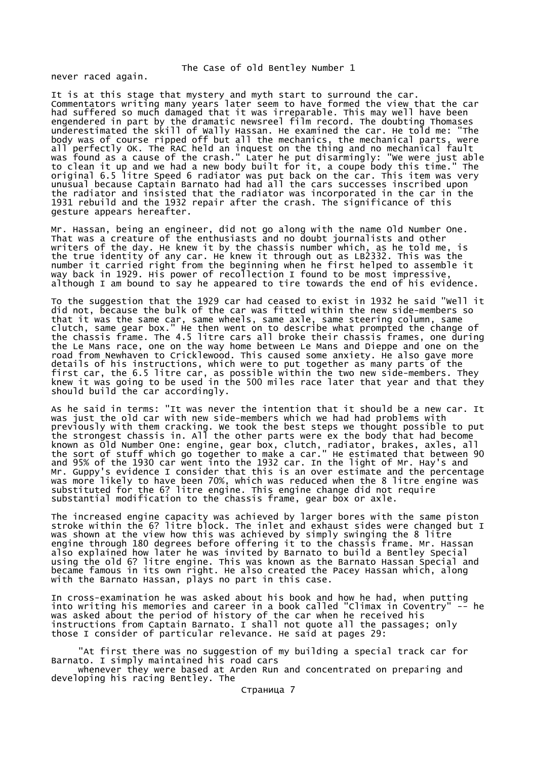never raced again.

It is at this stage that mystery and myth start to surround the car. Commentators writing many years later seem to have formed the view that the car had suffered so much damaged that it was irreparable. This may well have been engendered in part by the dramatic newsreel film record. The doubting Thomases underestimated the skill of Wally Hassan. He examined the car. He told me: "The body was of course ripped off but all the mechanics, the mechanical parts, were all perfectly OK. The RAC held an inquest on the thing and no mechanical fault was found as a cause of the crash." Later he put disarmingly: "We were just able to clean it up and we had a new body built for it, a coupe body this time." The original 6.5 litre Speed 6 radiator was put back on the car. This item was very unusual because Captain Barnato had had all the cars successes inscribed upon the radiator and insisted that the radiator was incorporated in the car in the 1931 rebuild and the 1932 repair after the crash. The significance of this gesture appears hereafter.

Mr. Hassan, being an engineer, did not go along with the name Old Number One. That was a creature of the enthusiasts and no doubt journalists and other writers of the day. He knew it by the chassis number which, as he told me, is the true identity of any car. He knew it through out as LB2332. This was the number it carried right from the beginning when he first helped to assemble it way back in 1929. His power of recollection I found to be most impressive, although I am bound to say he appeared to tire towards the end of his evidence.

To the suggestion that the 1929 car had ceased to exist in 1932 he said "Well it did not, because the bulk of the car was fitted within the new side-members so that it was the same car, same wheels, same axle, same steering column, same clutch, same gear box." He then went on to describe what prompted the change of the chassis frame. The 4.5 litre cars all broke their chassis frames, one during the Le Mans race, one on the way home between Le Mans and Dieppe and one on the road from Newhaven to Cricklewood. This caused some anxiety. He also gave more details of his instructions, which were to put together as many parts of the first car, the 6.5 litre car, as possible within the two new side-members. They knew it was going to be used in the 500 miles race later that year and that they should build the car accordingly.

As he said in terms: "It was never the intention that it should be a new car. It was just the old car with new side-members which we had had problems with previously with them cracking. We took the best steps we thought possible to put the strongest chassis in. All the other parts were ex the body that had become known as Old Number One: engine, gear box, clutch, radiator, brakes, axles, all the sort of stuff which go together to make a car." He estimated that between 90 and 95% of the 1930 car went into the 1932 car. In the light of Mr. Hay's and Mr. Guppy's evidence I consider that this is an over estimate and the percentage was more likely to have been 70%, which was reduced when the 8 litre engine was substituted for the 6? litre engine. This engine change did not require substantial modification to the chassis frame, gear box or axle.

The increased engine capacity was achieved by larger bores with the same piston stroke within the 6? litre block. The inlet and exhaust sides were changed but I was shown at the view how this was achieved by simply swinging the 8 litre engine through 180 degrees before offering it to the chassis frame. Mr. Hassan also explained how later he was invited by Barnato to build a Bentley Special using the old 6? litre engine. This was known as the Barnato Hassan Special and became famous in its own right. He also created the Pacey Hassan which, along with the Barnato Hassan, plays no part in this case.

In cross-examination he was asked about his book and how he had, when putting into writing his memories and career in a book called "Climax in Coventry" -- he was asked about the period of history of the car when he received his instructions from Captain Barnato. I shall not quote all the passages; only those I consider of particular relevance. He said at pages 29:

> "At first there was no suggestion of my building a special track car for Barnato. I simply maintained his road cars
> whenever they were based at Arden Run and concentrated on preparing and developing his racing Bentley. The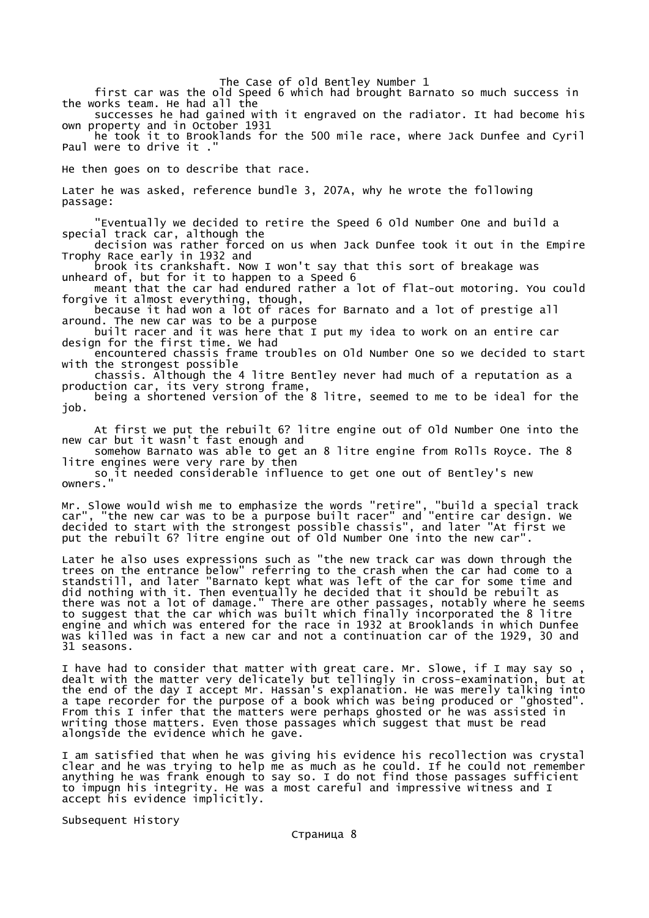first car was the old Speed 6 which had brought Barnato so much success in the works team. He had all the successes he had gained with it engraved on the radiator. It had become his own property and in October 1931 he took it to Brooklands for the 500 mile race, where Jack Dunfee and Cyril Paul were to drive it ."

He then goes on to describe that race.

Later he was asked, reference bundle 3, 207A, why he wrote the following passage:

> "Eventually we decided to retire the Speed 6 Old Number One and build a special track car, although the decision was rather forced on us when Jack Dunfee took it out in the Empire Trophy Race early in 1932 and brook its crankshaft. Now I won't say that this sort of breakage was unheard of, but for it to happen to a Speed 6 meant that the car had endured rather a lot of flat-out motoring. You could forgive it almost everything, though, because it had won a lot of races for Barnato and a lot of prestige all around. The new car was to be a purpose built racer and it was here that I put my idea to work on an entire car design for the first time. We had encountered chassis frame troubles on Old Number One so we decided to start with the strongest possible chassis. Although the 4 litre Bentley never had much of a reputation as a production car, its very strong frame, being a shortened version of the 8 litre, seemed to me to be ideal for the job.
>
> At first we put the rebuilt 6? litre engine out of Old Number One into the new car but it wasn't fast enough and somehow Barnato was able to get an 8 litre engine from Rolls Royce. The 8 litre engines were very rare by then so it needed considerable influence to get one out of Bentley's new owners."

Mr. Slowe would wish me to emphasize the words "retire", "build a special track car", "the new car was to be a purpose built racer" and "entire car design. We decided to start with the strongest possible chassis", and later "At first we put the rebuilt 6? litre engine out of Old Number One into the new car".

Later he also uses expressions such as "the new track car was down through the trees on the entrance below" referring to the crash when the car had come to a standstill, and later "Barnato kept what was left of the car for some time and did nothing with it. Then eventually he decided that it should be rebuilt as there was not a lot of damage." There are other passages, notably where he seems to suggest that the car which was built which finally incorporated the 8 litre engine and which was entered for the race in 1932 at Brooklands in which Dunfee was killed was in fact a new car and not a continuation car of the 1929, 30 and 31 seasons.

I have had to consider that matter with great care. Mr. Slowe, if I may say so , dealt with the matter very delicately but tellingly in cross-examination, but at the end of the day I accept Mr. Hassan's explanation. He was merely talking into a tape recorder for the purpose of a book which was being produced or "ghosted". From this I infer that the matters were perhaps ghosted or he was assisted in writing those matters. Even those passages which suggest that must be read alongside the evidence which he gave.

I am satisfied that when he was giving his evidence his recollection was crystal clear and he was trying to help me as much as he could. If he could not remember anything he was frank enough to say so. I do not find those passages sufficient to impugn his integrity. He was a most careful and impressive witness and I accept his evidence implicitly.

## Subsequent History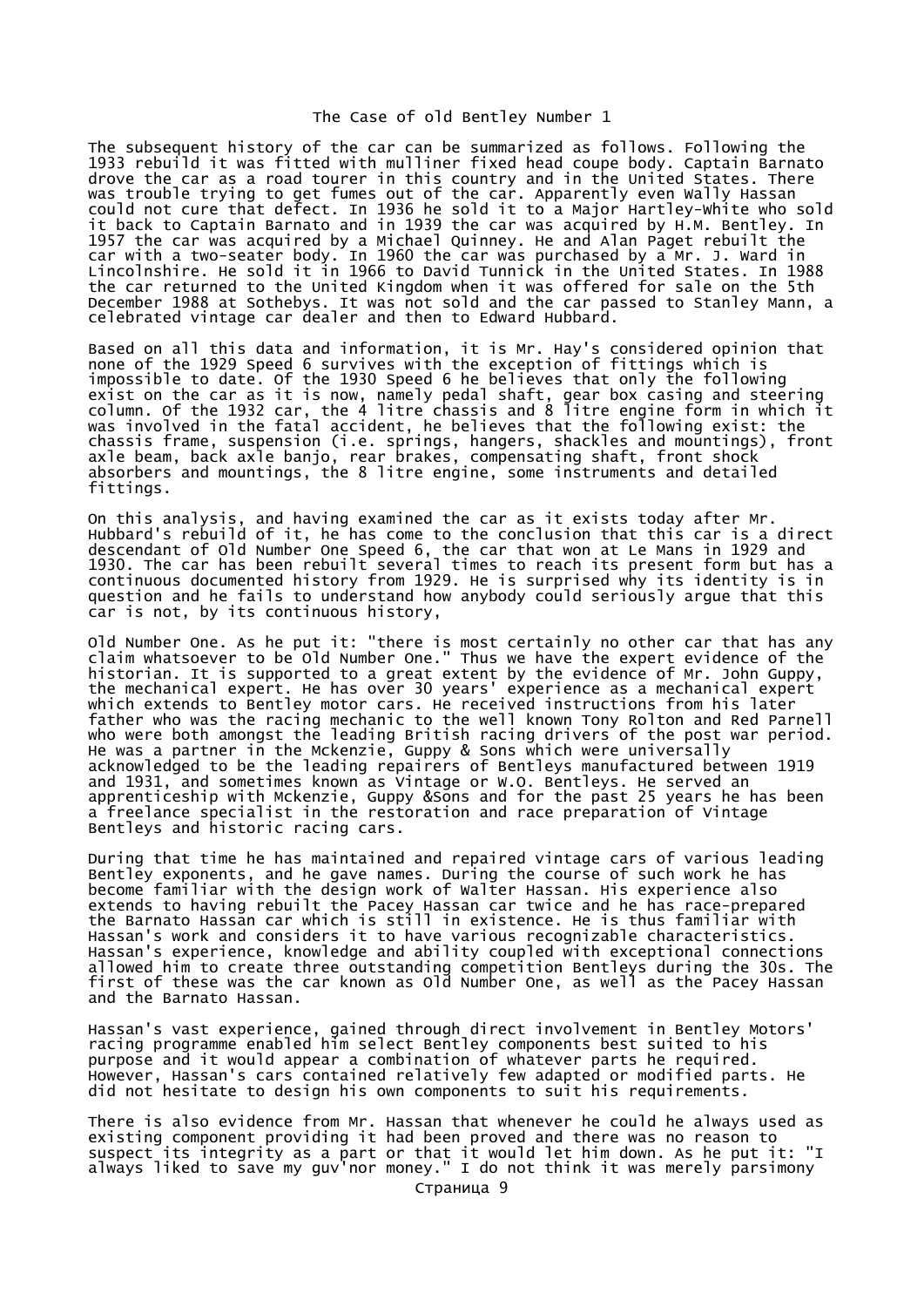The subsequent history of the car can be summarized as follows. Following the 1933 rebuild it was fitted with mulliner fixed head coupe body. Captain Barnato drove the car as a road tourer in this country and in the United States. There was trouble trying to get fumes out of the car. Apparently even Wally Hassan could not cure that defect. In 1936 he sold it to a Major Hartley-White who sold it back to Captain Barnato and in 1939 the car was acquired by H.M. Bentley. In 1957 the car was acquired by a Michael Quinney. He and Alan Paget rebuilt the car with a two-seater body. In 1960 the car was purchased by a Mr. J. Ward in Lincolnshire. He sold it in 1966 to David Tunnick in the United States. In 1988 the car returned to the United Kingdom when it was offered for sale on the 5th December 1988 at Sothebys. It was not sold and the car passed to Stanley Mann, a celebrated vintage car dealer and then to Edward Hubbard.

Based on all this data and information, it is Mr. Hay's considered opinion that none of the 1929 Speed 6 survives with the exception of fittings which is impossible to date. Of the 1930 Speed 6 he believes that only the following exist on the car as it is now, namely pedal shaft, gear box casing and steering column. Of the 1932 car, the 4 litre chassis and 8 litre engine form in which it was involved in the fatal accident, he believes that the following exist: the chassis frame, suspension (i.e. springs, hangers, shackles and mountings), front axle beam, back axle banjo, rear brakes, compensating shaft, front shock absorbers and mountings, the 8 litre engine, some instruments and detailed fittings.

On this analysis, and having examined the car as it exists today after Mr. Hubbard's rebuild of it, he has come to the conclusion that this car is a direct descendant of Old Number One Speed 6, the car that won at Le Mans in 1929 and 1930. The car has been rebuilt several times to reach its present form but has a continuous documented history from 1929. He is surprised why its identity is in question and he fails to understand how anybody could seriously argue that this car is not, by its continuous history,

Old Number One. As he put it: "there is most certainly no other car that has any claim whatsoever to be Old Number One." Thus we have the expert evidence of the historian. It is supported to a great extent by the evidence of Mr. John Guppy, the mechanical expert. He has over 30 years' experience as a mechanical expert which extends to Bentley motor cars. He received instructions from his later father who was the racing mechanic to the well known Tony Rolton and Red Parnell who were both amongst the leading British racing drivers of the post war period. He was a partner in the Mckenzie, Guppy & Sons which were universally acknowledged to be the leading repairers of Bentleys manufactured between 1919 and 1931, and sometimes known as Vintage or W.O. Bentleys. He served an apprenticeship with Mckenzie, Guppy &Sons and for the past 25 years he has been a freelance specialist in the restoration and race preparation of Vintage Bentleys and historic racing cars.

During that time he has maintained and repaired vintage cars of various leading Bentley exponents, and he gave names. During the course of such work he has become familiar with the design work of Walter Hassan. His experience also extends to having rebuilt the Pacey Hassan car twice and he has race-prepared the Barnato Hassan car which is still in existence. He is thus familiar with Hassan's work and considers it to have various recognizable characteristics. Hassan's experience, knowledge and ability coupled with exceptional connections allowed him to create three outstanding competition Bentleys during the 30s. The first of these was the car known as Old Number One, as well as the Pacey Hassan and the Barnato Hassan.

Hassan's vast experience, gained through direct involvement in Bentley Motors' racing programme enabled him select Bentley components best suited to his purpose and it would appear a combination of whatever parts he required. However, Hassan's cars contained relatively few adapted or modified parts. He did not hesitate to design his own components to suit his requirements.

There is also evidence from Mr. Hassan that whenever he could he always used as existing component providing it had been proved and there was no reason to suspect its integrity as a part or that it would let him down. As he put it: "I always liked to save my guv'nor money." I do not think it was merely parsimony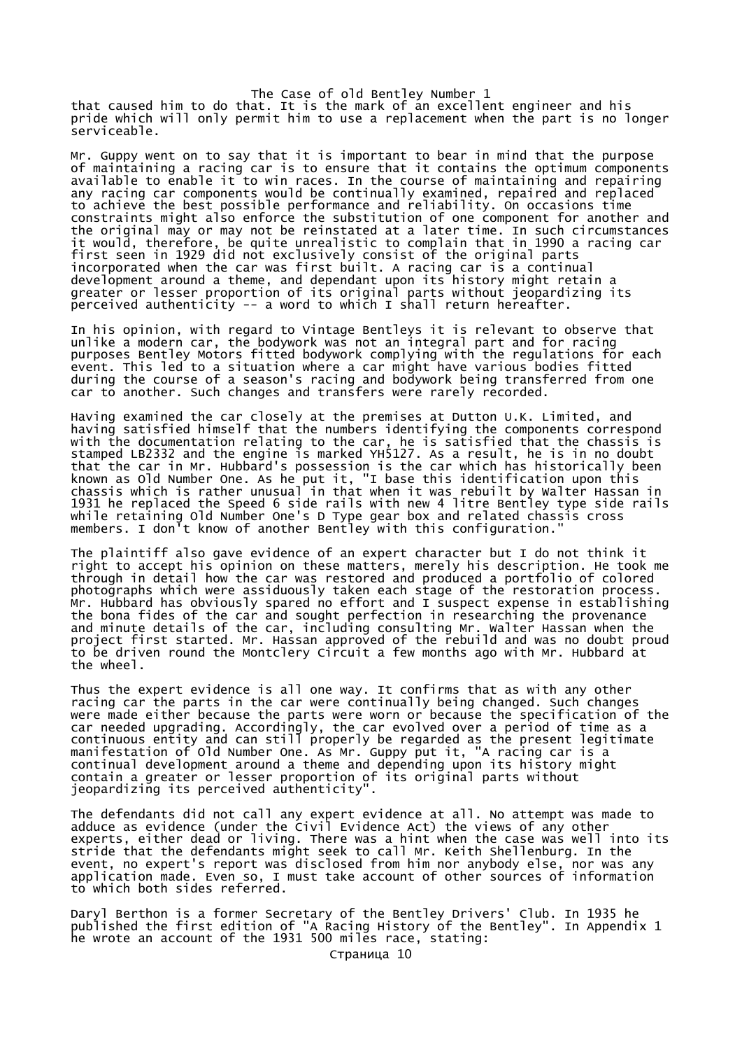that caused him to do that. It is the mark of an excellent engineer and his pride which will only permit him to use a replacement when the part is no longer serviceable.

Mr. Guppy went on to say that it is important to bear in mind that the purpose of maintaining a racing car is to ensure that it contains the optimum components available to enable it to win races. In the course of maintaining and repairing any racing car components would be continually examined, repaired and replaced to achieve the best possible performance and reliability. On occasions time constraints might also enforce the substitution of one component for another and the original may or may not be reinstated at a later time. In such circumstances it would, therefore, be quite unrealistic to complain that in 1990 a racing car first seen in 1929 did not exclusively consist of the original parts incorporated when the car was first built. A racing car is a continual development around a theme, and dependant upon its history might retain a greater or lesser proportion of its original parts without jeopardizing its perceived authenticity -- a word to which I shall return hereafter.

In his opinion, with regard to Vintage Bentleys it is relevant to observe that unlike a modern car, the bodywork was not an integral part and for racing purposes Bentley Motors fitted bodywork complying with the regulations for each event. This led to a situation where a car might have various bodies fitted during the course of a season's racing and bodywork being transferred from one car to another. Such changes and transfers were rarely recorded.

Having examined the car closely at the premises at Dutton U.K. Limited, and having satisfied himself that the numbers identifying the components correspond with the documentation relating to the car, he is satisfied that the chassis is stamped LB2332 and the engine is marked YH5127. As a result, he is in no doubt that the car in Mr. Hubbard's possession is the car which has historically been known as Old Number One. As he put it, "I base this identification upon this chassis which is rather unusual in that when it was rebuilt by Walter Hassan in 1931 he replaced the Speed 6 side rails with new 4 litre Bentley type side rails while retaining Old Number One's D Type gear box and related chassis cross members. I don't know of another Bentley with this configuration."

The plaintiff also gave evidence of an expert character but I do not think it right to accept his opinion on these matters, merely his description. He took me through in detail how the car was restored and produced a portfolio of colored photographs which were assiduously taken each stage of the restoration process. Mr. Hubbard has obviously spared no effort and I suspect expense in establishing the bona fides of the car and sought perfection in researching the provenance and minute details of the car, including consulting Mr. Walter Hassan when the project first started. Mr. Hassan approved of the rebuild and was no doubt proud to be driven round the Montclery Circuit a few months ago with Mr. Hubbard at the wheel.

Thus the expert evidence is all one way. It confirms that as with any other racing car the parts in the car were continually being changed. Such changes were made either because the parts were worn or because the specification of the car needed upgrading. Accordingly, the car evolved over a period of time as a continuous entity and can still properly be regarded as the present legitimate manifestation of Old Number One. As Mr. Guppy put it, "A racing car is a continual development around a theme and depending upon its history might contain a greater or lesser proportion of its original parts without jeopardizing its perceived authenticity".

The defendants did not call any expert evidence at all. No attempt was made to adduce as evidence (under the Civil Evidence Act) the views of any other experts, either dead or living. There was a hint when the case was well into its stride that the defendants might seek to call Mr. Keith Shellenburg. In the event, no expert's report was disclosed from him nor anybody else, nor was any application made. Even so, I must take account of other sources of information to which both sides referred.

Daryl Berthon is a former Secretary of the Bentley Drivers' Club. In 1935 he published the first edition of "A Racing History of the Bentley". In Appendix 1 he wrote an account of the 1931 500 miles race, stating: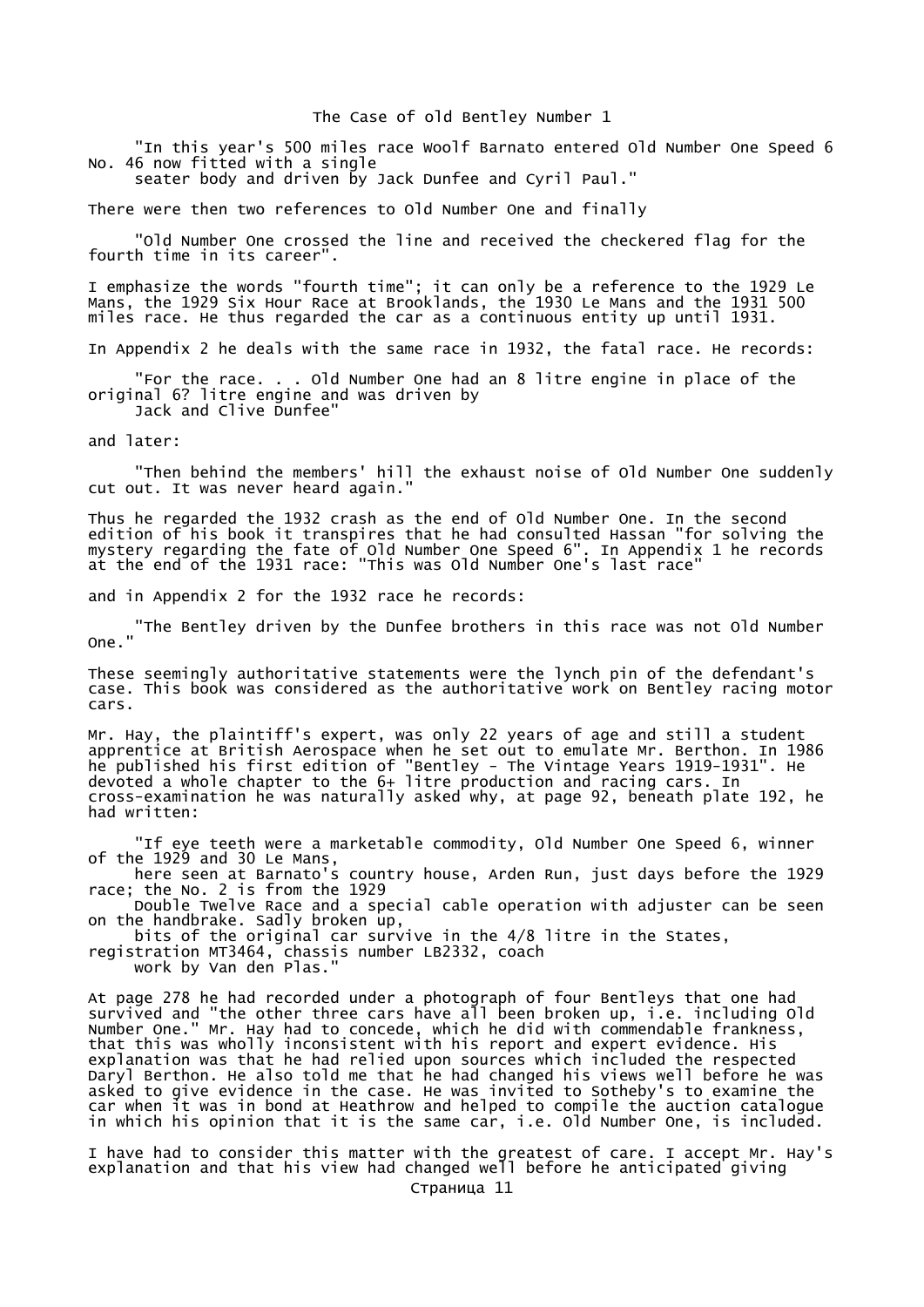The Case of old Bentley Number 1

> "In this year's 500 miles race Woolf Barnato entered Old Number One Speed 6 No. 46 now fitted with a single seater body and driven by Jack Dunfee and Cyril Paul."

There were then two references to Old Number One and finally

> "Old Number One crossed the line and received the checkered flag for the fourth time in its career".

I emphasize the words "fourth time"; it can only be a reference to the 1929 Le Mans, the 1929 Six Hour Race at Brooklands, the 1930 Le Mans and the 1931 500 miles race. He thus regarded the car as a continuous entity up until 1931.

In Appendix 2 he deals with the same race in 1932, the fatal race. He records:

> "For the race. . . Old Number One had an 8 litre engine in place of the original 6? litre engine and was driven by Jack and Clive Dunfee"

and later:

> "Then behind the members' hill the exhaust noise of Old Number One suddenly cut out. It was never heard again."

Thus he regarded the 1932 crash as the end of Old Number One. In the second edition of his book it transpires that he had consulted Hassan "for solving the mystery regarding the fate of Old Number One Speed 6". In Appendix 1 he records at the end of the 1931 race: "This was Old Number One's last race"

and in Appendix 2 for the 1932 race he records:

> "The Bentley driven by the Dunfee brothers in this race was not Old Number One."

These seemingly authoritative statements were the lynch pin of the defendant's case. This book was considered as the authoritative work on Bentley racing motor cars.

Mr. Hay, the plaintiff's expert, was only 22 years of age and still a student apprentice at British Aerospace when he set out to emulate Mr. Berthon. In 1986 he published his first edition of "Bentley - The Vintage Years 1919-1931". He devoted a whole chapter to the 6+ litre production and racing cars. In cross-examination he was naturally asked why, at page 92, beneath plate 192, he had written:

> "If eye teeth were a marketable commodity, Old Number One Speed 6, winner of the 1929 and 30 Le Mans, here seen at Barnato's country house, Arden Run, just days before the 1929 race; the No. 2 is from the 1929 Double Twelve Race and a special cable operation with adjuster can be seen on the handbrake. Sadly broken up, bits of the original car survive in the 4/8 litre in the States, registration MT3464, chassis number LB2332, coach work by Van den Plas."

At page 278 he had recorded under a photograph of four Bentleys that one had survived and "the other three cars have all been broken up, i.e. including Old Number One." Mr. Hay had to concede, which he did with commendable frankness, that this was wholly inconsistent with his report and expert evidence. His explanation was that he had relied upon sources which included the respected Daryl Berthon. He also told me that he had changed his views well before he was asked to give evidence in the case. He was invited to Sotheby's to examine the car when it was in bond at Heathrow and helped to compile the auction catalogue in which his opinion that it is the same car, i.e. Old Number One, is included.

I have had to consider this matter with the greatest of care. I accept Mr. Hay's explanation and that his view had changed well before he anticipated giving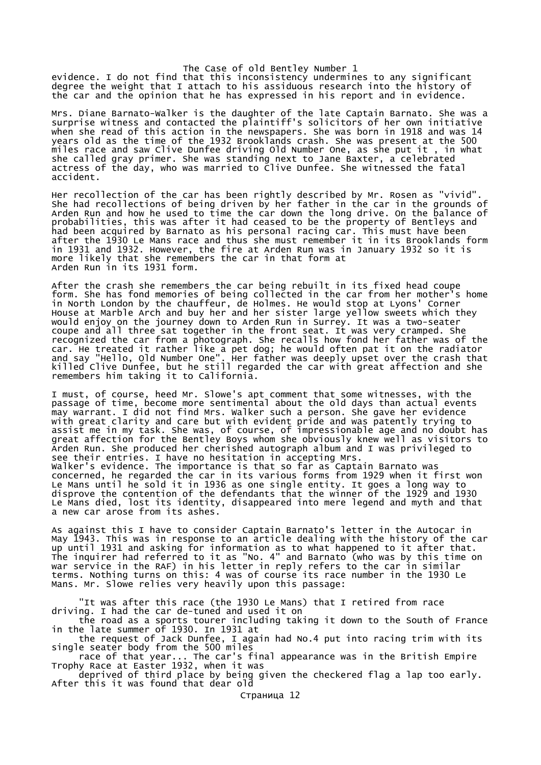evidence. I do not find that this inconsistency undermines to any significant degree the weight that I attach to his assiduous research into the history of the car and the opinion that he has expressed in his report and in evidence.

Mrs. Diane Barnato-Walker is the daughter of the late Captain Barnato. She was a surprise witness and contacted the plaintiff's solicitors of her own initiative when she read of this action in the newspapers. She was born in 1918 and was 14 years old as the time of the 1932 Brooklands crash. She was present at the 500 miles race and saw Clive Dunfee driving Old Number One, as she put it , in what she called gray primer. She was standing next to Jane Baxter, a celebrated actress of the day, who was married to Clive Dunfee. She witnessed the fatal accident.

Her recollection of the car has been rightly described by Mr. Rosen as "vivid". She had recollections of being driven by her father in the car in the grounds of Arden Run and how he used to time the car down the long drive. On the balance of probabilities, this was after it had ceased to be the property of Bentleys and had been acquired by Barnato as his personal racing car. This must have been after the 1930 Le Mans race and thus she must remember it in its Brooklands form in 1931 and 1932. However, the fire at Arden Run was in January 1932 so it is more likely that she remembers the car in that form at Arden Run in its 1931 form.

After the crash she remembers the car being rebuilt in its fixed head coupe form. She has fond memories of being collected in the car from her mother's home in North London by the chauffeur, de Holmes. He would stop at Lyons' Corner House at Marble Arch and buy her and her sister large yellow sweets which they would enjoy on the journey down to Arden Run in Surrey. It was a two-seater coupe and all three sat together in the front seat. It was very cramped. She recognized the car from a photograph. She recalls how fond her father was of the car. He treated it rather like a pet dog; he would often pat it on the radiator and say "Hello, Old Number One". Her father was deeply upset over the crash that killed Clive Dunfee, but he still regarded the car with great affection and she remembers him taking it to California.

I must, of course, heed Mr. Slowe's apt comment that some witnesses, with the passage of time, become more sentimental about the old days than actual events may warrant. I did not find Mrs. Walker such a person. She gave her evidence with great clarity and care but with evident pride and was patently trying to assist me in my task. She was, of course, of impressionable age and no doubt has great affection for the Bentley Boys whom she obviously knew well as visitors to Arden Run. She produced her cherished autograph album and I was privileged to see their entries. I have no hesitation in accepting Mrs. Walker's evidence. The importance is that so far as Captain Barnato was concerned, he regarded the car in its various forms from 1929 when it first won Le Mans until he sold it in 1936 as one single entity. It goes a long way to disprove the contention of the defendants that the winner of the 1929 and 1930 Le Mans died, lost its identity, disappeared into mere legend and myth and that a new car arose from its ashes.

As against this I have to consider Captain Barnato's letter in the Autocar in May 1943. This was in response to an article dealing with the history of the car up until 1931 and asking for information as to what happened to it after that. The inquirer had referred to it as "No. 4" and Barnato (who was by this time on war service in the RAF) in his letter in reply refers to the car in similar terms. Nothing turns on this: 4 was of course its race number in the 1930 Le Mans. Mr. Slowe relies very heavily upon this passage:

> "It was after this race (the 1930 Le Mans) that I retired from race driving. I had the car de-tuned and used it on the road as a sports tourer including taking it down to the South of France in the late summer of 1930. In 1931 at the request of Jack Dunfee, I again had No.4 put into racing trim with its single seater body from the 500 miles race of that year... The car's final appearance was in the British Empire Trophy Race at Easter 1932, when it was deprived of third place by being given the checkered flag a lap too early. After this it was found that dear old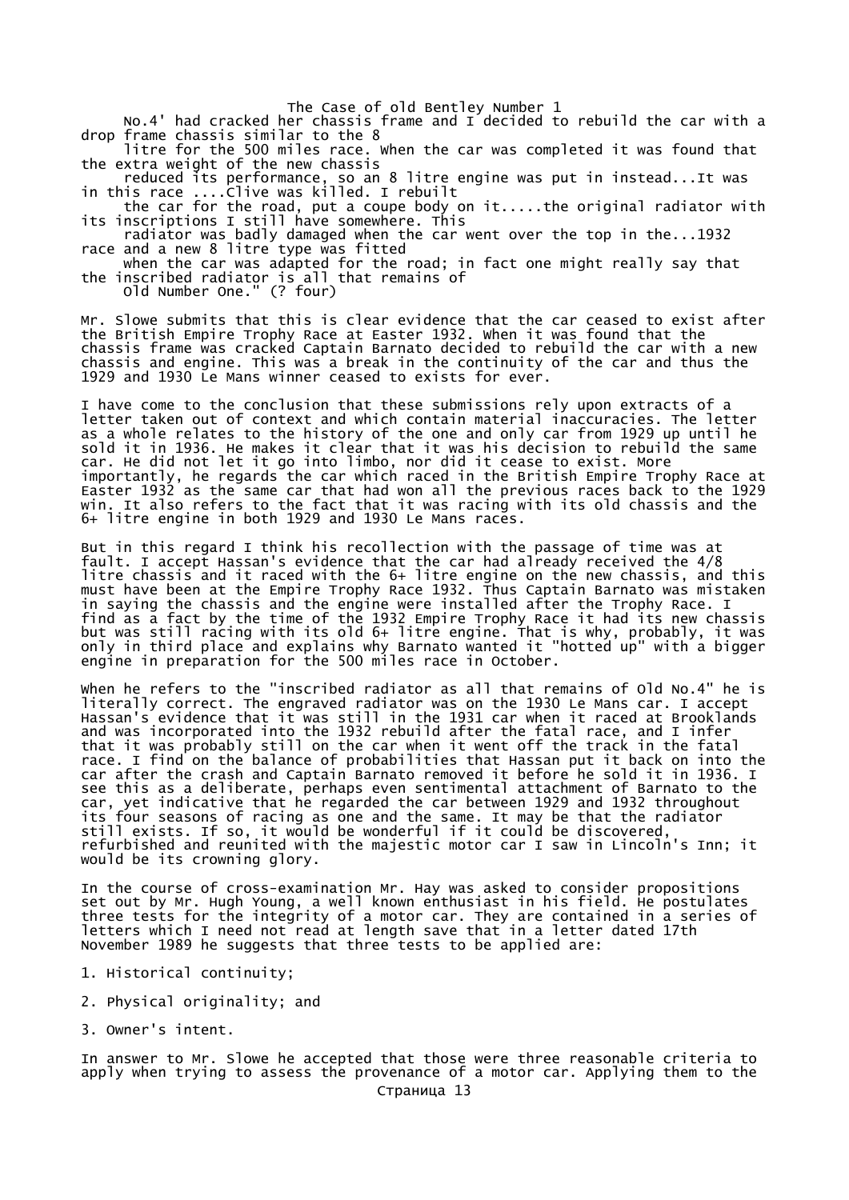No.4' had cracked her chassis frame and I decided to rebuild the car with a drop frame chassis similar to the 8 litre for the 500 miles race. When the car was completed it was found that the extra weight of the new chassis reduced its performance, so an 8 litre engine was put in instead...It was in this race ....Clive was killed. I rebuilt the car for the road, put a coupe body on it.....the original radiator with its inscriptions I still have somewhere. This radiator was badly damaged when the car went over the top in the...1932 race and a new 8 litre type was fitted when the car was adapted for the road; in fact one might really say that the inscribed radiator is all that remains of Old Number One." (? four)

Mr. Slowe submits that this is clear evidence that the car ceased to exist after the British Empire Trophy Race at Easter 1932. When it was found that the chassis frame was cracked Captain Barnato decided to rebuild the car with a new chassis and engine. This was a break in the continuity of the car and thus the 1929 and 1930 Le Mans winner ceased to exists for ever.

I have come to the conclusion that these submissions rely upon extracts of a letter taken out of context and which contain material inaccuracies. The letter as a whole relates to the history of the one and only car from 1929 up until he sold it in 1936. He makes it clear that it was his decision to rebuild the same car. He did not let it go into limbo, nor did it cease to exist. More importantly, he regards the car which raced in the British Empire Trophy Race at Easter 1932 as the same car that had won all the previous races back to the 1929 win. It also refers to the fact that it was racing with its old chassis and the 6+ litre engine in both 1929 and 1930 Le Mans races.

But in this regard I think his recollection with the passage of time was at fault. I accept Hassan's evidence that the car had already received the 4/8 litre chassis and it raced with the 6+ litre engine on the new chassis, and this must have been at the Empire Trophy Race 1932. Thus Captain Barnato was mistaken in saying the chassis and the engine were installed after the Trophy Race. I find as a fact by the time of the 1932 Empire Trophy Race it had its new chassis but was still racing with its old 6+ litre engine. That is why, probably, it was only in third place and explains why Barnato wanted it "hotted up" with a bigger engine in preparation for the 500 miles race in October.

When he refers to the "inscribed radiator as all that remains of Old No.4" he is literally correct. The engraved radiator was on the 1930 Le Mans car. I accept Hassan's evidence that it was still in the 1931 car when it raced at Brooklands and was incorporated into the 1932 rebuild after the fatal race, and I infer that it was probably still on the car when it went off the track in the fatal race. I find on the balance of probabilities that Hassan put it back on into the car after the crash and Captain Barnato removed it before he sold it in 1936. I see this as a deliberate, perhaps even sentimental attachment of Barnato to the car, yet indicative that he regarded the car between 1929 and 1932 throughout its four seasons of racing as one and the same. It may be that the radiator still exists. If so, it would be wonderful if it could be discovered, refurbished and reunited with the majestic motor car I saw in Lincoln's Inn; it would be its crowning glory.

In the course of cross-examination Mr. Hay was asked to consider propositions set out by Mr. Hugh Young, a well known enthusiast in his field. He postulates three tests for the integrity of a motor car. They are contained in a series of letters which I need not read at length save that in a letter dated 17th November 1989 he suggests that three tests to be applied are:

1. Historical continuity;

2. Physical originality; and

3. Owner's intent.

In answer to Mr. Slowe he accepted that those were three reasonable criteria to apply when trying to assess the provenance of a motor car. Applying them to the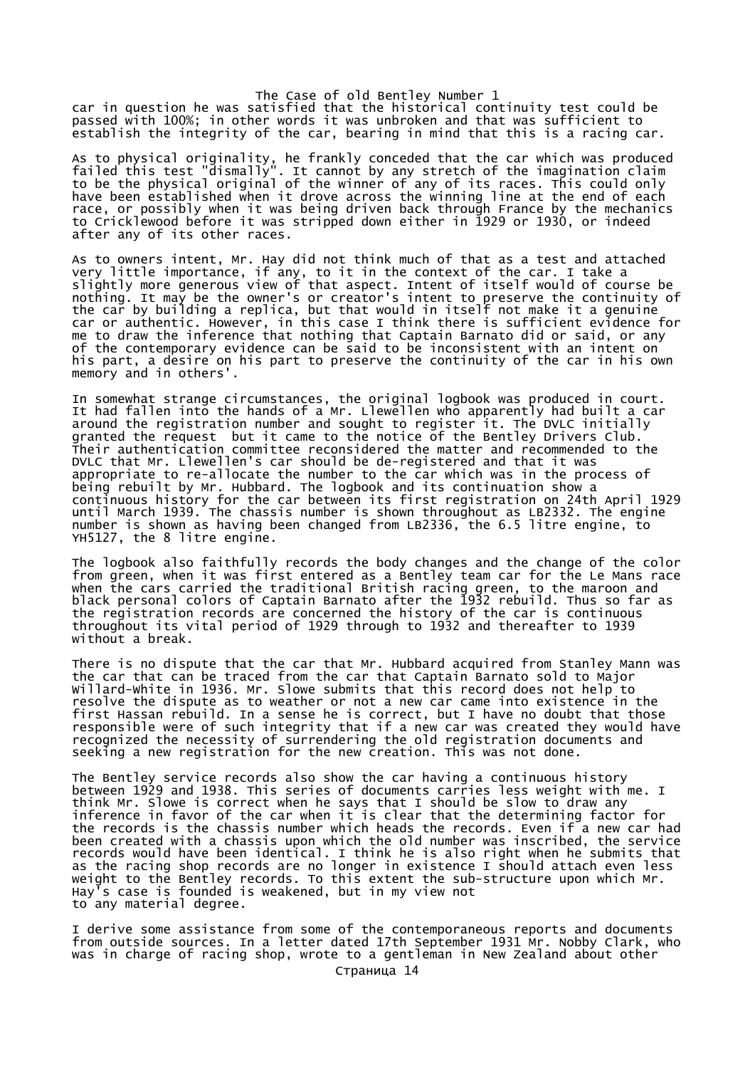car in question he was satisfied that the historical continuity test could be passed with 100%; in other words it was unbroken and that was sufficient to establish the integrity of the car, bearing in mind that this is a racing car.

As to physical originality, he frankly conceded that the car which was produced failed this test "dismally". It cannot by any stretch of the imagination claim to be the physical original of the winner of any of its races. This could only have been established when it drove across the winning line at the end of each race, or possibly when it was being driven back through France by the mechanics to Cricklewood before it was stripped down either in 1929 or 1930, or indeed after any of its other races.

As to owners intent, Mr. Hay did not think much of that as a test and attached very little importance, if any, to it in the context of the car. I take a slightly more generous view of that aspect. Intent of itself would of course be nothing. It may be the owner's or creator's intent to preserve the continuity of the car by building a replica, but that would in itself not make it a genuine car or authentic. However, in this case I think there is sufficient evidence for me to draw the inference that nothing that Captain Barnato did or said, or any of the contemporary evidence can be said to be inconsistent with an intent on his part, a desire on his part to preserve the continuity of the car in his own memory and in others'.

In somewhat strange circumstances, the original logbook was produced in court. It had fallen into the hands of a Mr. Llewellen who apparently had built a car around the registration number and sought to register it. The DVLC initially granted the request but it came to the notice of the Bentley Drivers Club. Their authentication committee reconsidered the matter and recommended to the DVLC that Mr. Llewellen's car should be de-registered and that it was appropriate to re-allocate the number to the car which was in the process of being rebuilt by Mr. Hubbard. The logbook and its continuation show a continuous history for the car between its first registration on 24th April 1929 until March 1939. The chassis number is shown throughout as LB2332. The engine number is shown as having been changed from LB2336, the 6.5 litre engine, to YH5127, the 8 litre engine.

The logbook also faithfully records the body changes and the change of the color from green, when it was first entered as a Bentley team car for the Le Mans race when the cars carried the traditional British racing green, to the maroon and black personal colors of Captain Barnato after the 1932 rebuild. Thus so far as the registration records are concerned the history of the car is continuous throughout its vital period of 1929 through to 1932 and thereafter to 1939 without a break.

There is no dispute that the car that Mr. Hubbard acquired from Stanley Mann was the car that can be traced from the car that Captain Barnato sold to Major Willard-White in 1936. Mr. Slowe submits that this record does not help to resolve the dispute as to weather or not a new car came into existence in the first Hassan rebuild. In a sense he is correct, but I have no doubt that those responsible were of such integrity that if a new car was created they would have recognized the necessity of surrendering the old registration documents and seeking a new registration for the new creation. This was not done.

The Bentley service records also show the car having a continuous history between 1929 and 1938. This series of documents carries less weight with me. I think Mr. Slowe is correct when he says that I should be slow to draw any inference in favor of the car when it is clear that the determining factor for the records is the chassis number which heads the records. Even if a new car had been created with a chassis upon which the old number was inscribed, the service records would have been identical. I think he is also right when he submits that as the racing shop records are no longer in existence I should attach even less weight to the Bentley records. To this extent the sub-structure upon which Mr. Hay's case is founded is weakened, but in my view not to any material degree.

I derive some assistance from some of the contemporaneous reports and documents from outside sources. In a letter dated 17th September 1931 Mr. Nobby Clark, who was in charge of racing shop, wrote to a gentleman in New Zealand about other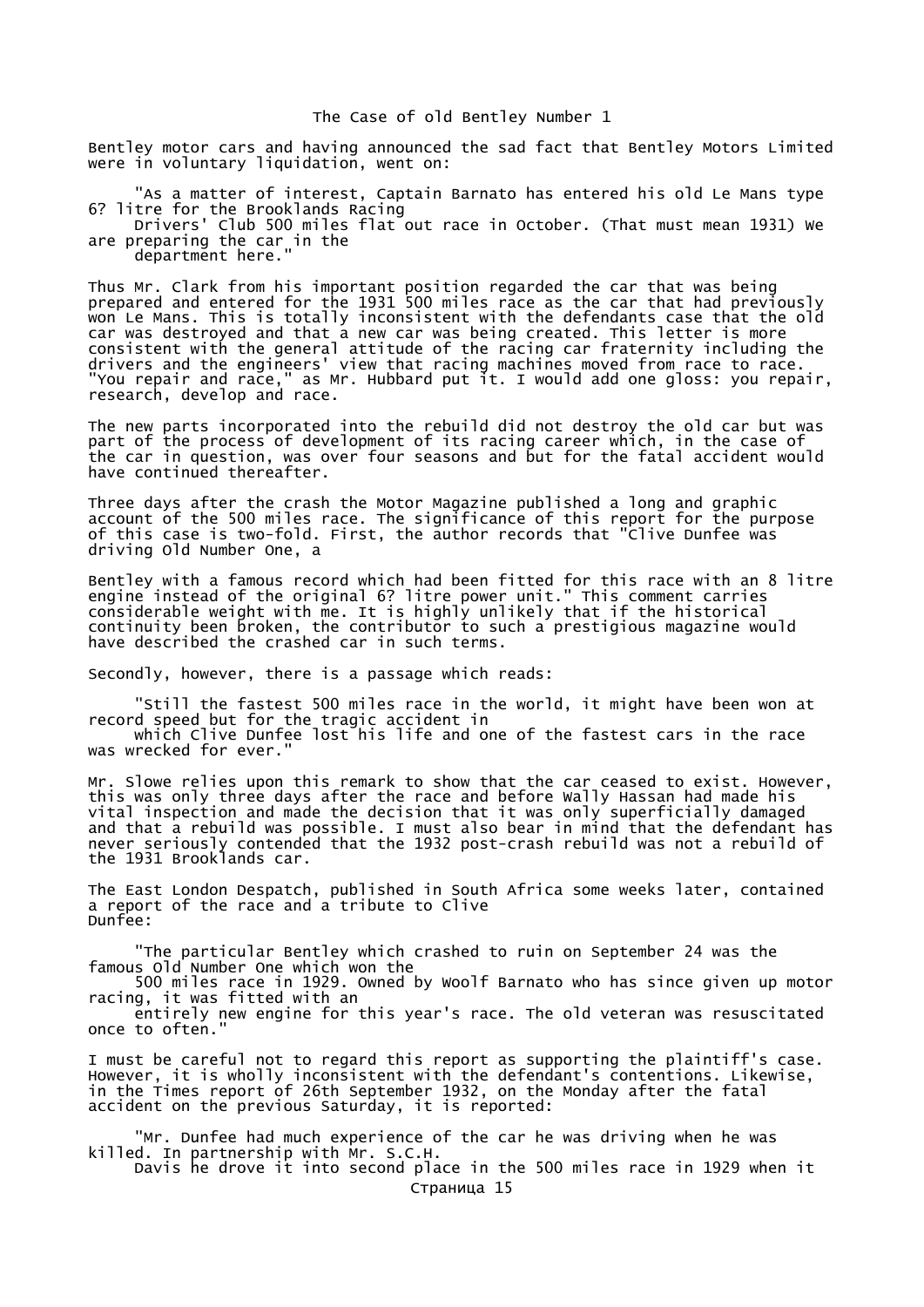Bentley motor cars and having announced the sad fact that Bentley Motors Limited were in voluntary liquidation, went on:

> "As a matter of interest, Captain Barnato has entered his old Le Mans type 6? litre for the Brooklands Racing Drivers' Club 500 miles flat out race in October. (That must mean 1931) We are preparing the car in the department here."

Thus Mr. Clark from his important position regarded the car that was being prepared and entered for the 1931 500 miles race as the car that had previously won Le Mans. This is totally inconsistent with the defendants case that the old car was destroyed and that a new car was being created. This letter is more consistent with the general attitude of the racing car fraternity including the drivers and the engineers' view that racing machines moved from race to race. "You repair and race," as Mr. Hubbard put it. I would add one gloss: you repair, research, develop and race.

The new parts incorporated into the rebuild did not destroy the old car but was part of the process of development of its racing career which, in the case of the car in question, was over four seasons and but for the fatal accident would have continued thereafter.

Three days after the crash the Motor Magazine published a long and graphic account of the 500 miles race. The significance of this report for the purpose of this case is two-fold. First, the author records that "Clive Dunfee was driving Old Number One, a

Bentley with a famous record which had been fitted for this race with an 8 litre engine instead of the original 6? litre power unit." This comment carries considerable weight with me. It is highly unlikely that if the historical continuity been broken, the contributor to such a prestigious magazine would have described the crashed car in such terms.

Secondly, however, there is a passage which reads:

> "Still the fastest 500 miles race in the world, it might have been won at record speed but for the tragic accident in which Clive Dunfee lost his life and one of the fastest cars in the race was wrecked for ever."

Mr. Slowe relies upon this remark to show that the car ceased to exist. However, this was only three days after the race and before Wally Hassan had made his vital inspection and made the decision that it was only superficially damaged and that a rebuild was possible. I must also bear in mind that the defendant has never seriously contended that the 1932 post-crash rebuild was not a rebuild of the 1931 Brooklands car.

The East London Despatch, published in South Africa some weeks later, contained a report of the race and a tribute to Clive Dunfee:

> "The particular Bentley which crashed to ruin on September 24 was the famous Old Number One which won the 500 miles race in 1929. Owned by Woolf Barnato who has since given up motor racing, it was fitted with an entirely new engine for this year's race. The old veteran was resuscitated once to often."

I must be careful not to regard this report as supporting the plaintiff's case. However, it is wholly inconsistent with the defendant's contentions. Likewise, in the Times report of 26th September 1932, on the Monday after the fatal accident on the previous Saturday, it is reported:

> "Mr. Dunfee had much experience of the car he was driving when he was killed. In partnership with Mr. S.C.H. Davis he drove it into second place in the 500 miles race in 1929 when it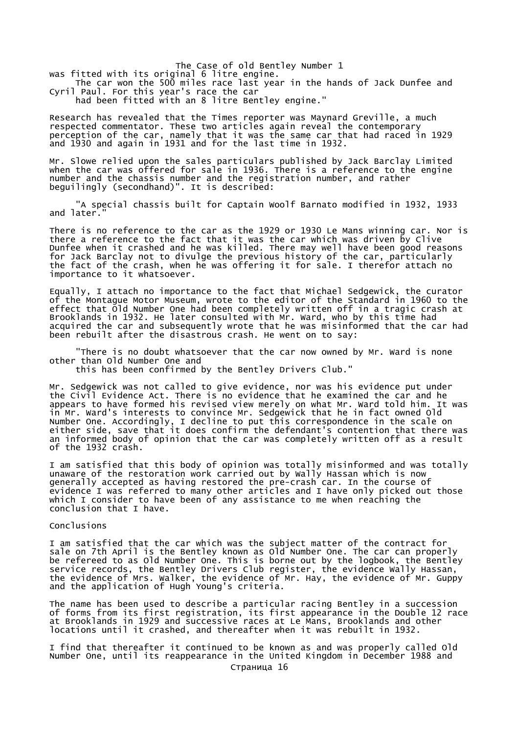was fitted with its original 6 litre engine.
The car won the 500 miles race last year in the hands of Jack Dunfee and Cyril Paul. For this year's race the car had been fitted with an 8 litre Bentley engine."

Research has revealed that the Times reporter was Maynard Greville, a much respected commentator. These two articles again reveal the contemporary perception of the car, namely that it was the same car that had raced in 1929 and 1930 and again in 1931 and for the last time in 1932.

Mr. Slowe relied upon the sales particulars published by Jack Barclay Limited when the car was offered for sale in 1936. There is a reference to the engine number and the chassis number and the registration number, and rather beguilingly (secondhand)". It is described:

> "A special chassis built for Captain Woolf Barnato modified in 1932, 1933 and later."

There is no reference to the car as the 1929 or 1930 Le Mans winning car. Nor is there a reference to the fact that it was the car which was driven by Clive Dunfee when it crashed and he was killed. There may well have been good reasons for Jack Barclay not to divulge the previous history of the car, particularly the fact of the crash, when he was offering it for sale. I therefor attach no importance to it whatsoever.

Equally, I attach no importance to the fact that Michael Sedgewick, the curator of the Montague Motor Museum, wrote to the editor of the Standard in 1960 to the effect that Old Number One had been completely written off in a tragic crash at Brooklands in 1932. He later consulted with Mr. Ward, who by this time had acquired the car and subsequently wrote that he was misinformed that the car had been rebuilt after the disastrous crash. He went on to say:

> "There is no doubt whatsoever that the car now owned by Mr. Ward is none other than Old Number One and this has been confirmed by the Bentley Drivers Club."

Mr. Sedgewick was not called to give evidence, nor was his evidence put under the Civil Evidence Act. There is no evidence that he examined the car and he appears to have formed his revised view merely on what Mr. Ward told him. It was in Mr. Ward's interests to convince Mr. Sedgewick that he in fact owned Old Number One. Accordingly, I decline to put this correspondence in the scale on either side, save that it does confirm the defendant's contention that there was an informed body of opinion that the car was completely written off as a result of the 1932 crash.

I am satisfied that this body of opinion was totally misinformed and was totally unaware of the restoration work carried out by Wally Hassan which is now generally accepted as having restored the pre-crash car. In the course of evidence I was referred to many other articles and I have only picked out those which I consider to have been of any assistance to me when reaching the conclusion that I have.

## Conclusions

I am satisfied that the car which was the subject matter of the contract for sale on 7th April is the Bentley known as Old Number One. The car can properly be refereed to as Old Number One. This is borne out by the logbook, the Bentley service records, the Bentley Drivers Club register, the evidence Wally Hassan, the evidence of Mrs. Walker, the evidence of Mr. Hay, the evidence of Mr. Guppy and the application of Hugh Young's criteria.

The name has been used to describe a particular racing Bentley in a succession of forms from its first registration, its first appearance in the Double 12 race at Brooklands in 1929 and successive races at Le Mans, Brooklands and other locations until it crashed, and thereafter when it was rebuilt in 1932.

I find that thereafter it continued to be known as and was properly called Old Number One, until its reappearance in the United Kingdom in December 1988 and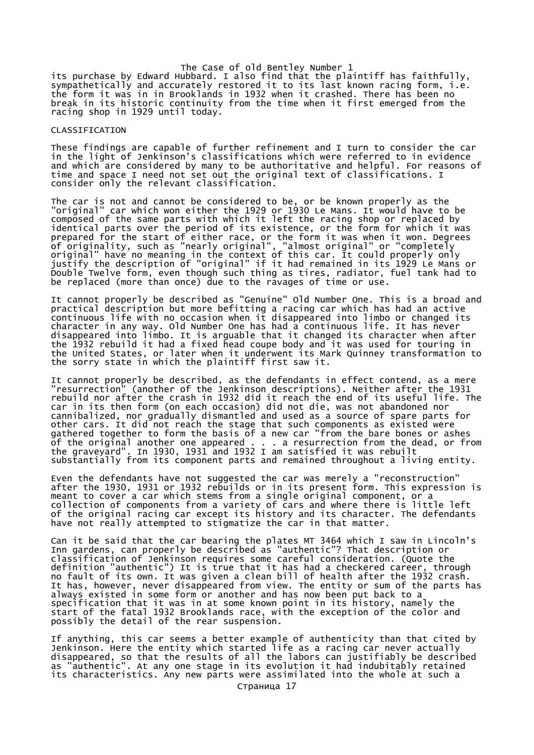its purchase by Edward Hubbard. I also find that the plaintiff has faithfully, sympathetically and accurately restored it to its last known racing form, i.e. the form it was in in Brooklands in 1932 when it crashed. There has been no break in its historic continuity from the time when it first emerged from the racing shop in 1929 until today.

## CLASSIFICATION

These findings are capable of further refinement and I turn to consider the car in the light of Jenkinson's classifications which were referred to in evidence and which are considered by many to be authoritative and helpful. For reasons of time and space I need not set out the original text of classifications. I consider only the relevant classification.

The car is not and cannot be considered to be, or be known properly as the "original" car which won either the 1929 or 1930 Le Mans. It would have to be composed of the same parts with which it left the racing shop or replaced by identical parts over the period of its existence, or the form for which it was prepared for the start of either race, or the form it was when it won. Degrees of originality, such as "nearly original", "almost original" or "completely original" have no meaning in the context of this car. It could properly only justify the description of "original" if it had remained in its 1929 Le Mans or Double Twelve form, even though such thing as tires, radiator, fuel tank had to be replaced (more than once) due to the ravages of time or use.

It cannot properly be described as "Genuine" Old Number One. This is a broad and practical description but more befitting a racing car which has had an active continuous life with no occasion when it disappeared into limbo or changed its character in any way. Old Number One has had a continuous life. It has never disappeared into limbo. It is arguable that it changed its character when after the 1932 rebuild it had a fixed head coupe body and it was used for touring in the United States, or later when it underwent its Mark Quinney transformation to the sorry state in which the plaintiff first saw it.

It cannot properly be described, as the defendants in effect contend, as a mere "resurrection" (another of the Jenkinson descriptions). Neither after the 1931 rebuild nor after the crash in 1932 did it reach the end of its useful life. The car in its then form (on each occasion) did not die, was not abandoned nor cannibalized, nor gradually dismantled and used as a source of spare parts for other cars. It did not reach the stage that such components as existed were gathered together to form the basis of a new car "from the bare bones or ashes of the original another one appeared . . . a resurrection from the dead, or from the graveyard". In 1930, 1931 and 1932 I am satisfied it was rebuilt substantially from its component parts and remained throughout a living entity.

Even the defendants have not suggested the car was merely a "reconstruction" after the 1930, 1931 or 1932 rebuilds or in its present form. This expression is meant to cover a car which stems from a single original component, or a collection of components from a variety of cars and where there is little left of the original racing car except its history and its character. The defendants have not really attempted to stigmatize the car in that matter.

Can it be said that the car bearing the plates MT 3464 which I saw in Lincoln's Inn gardens, can properly be described as "authentic"? That description or classification of Jenkinson requires some careful consideration. (Quote the definition "authentic") It is true that it has had a checkered career, through no fault of its own. It was given a clean bill of health after the 1932 crash. It has, however, never disappeared from view. The entity or sum of the parts has always existed in some form or another and has now been put back to a specification that it was in at some known point in its history, namely the start of the fatal 1932 Brooklands race, with the exception of the color and possibly the detail of the rear suspension.

If anything, this car seems a better example of authenticity than that cited by Jenkinson. Here the entity which started life as a racing car never actually disappeared, so that the results of all the labors can justifiably be described as "authentic". At any one stage in its evolution it had indubitably retained its characteristics. Any new parts were assimilated into the whole at such a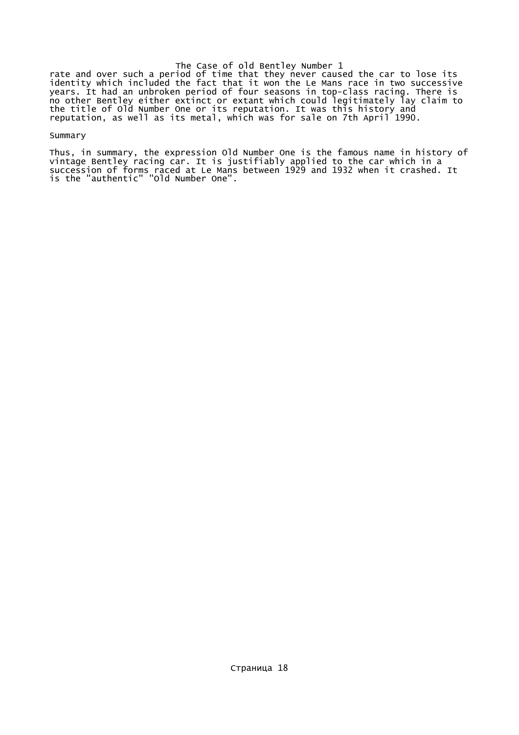rate and over such a period of time that they never caused the car to lose its identity which included the fact that it won the Le Mans race in two successive years. It had an unbroken period of four seasons in top-class racing. There is no other Bentley either extinct or extant which could legitimately lay claim to the title of Old Number One or its reputation. It was this history and reputation, as well as its metal, which was for sale on 7th April 1990.

## Summary

Thus, in summary, the expression Old Number One is the famous name in history of vintage Bentley racing car. It is justifiably applied to the car which in a succession of forms raced at Le Mans between 1929 and 1932 when it crashed. It is the "authentic" "Old Number One".